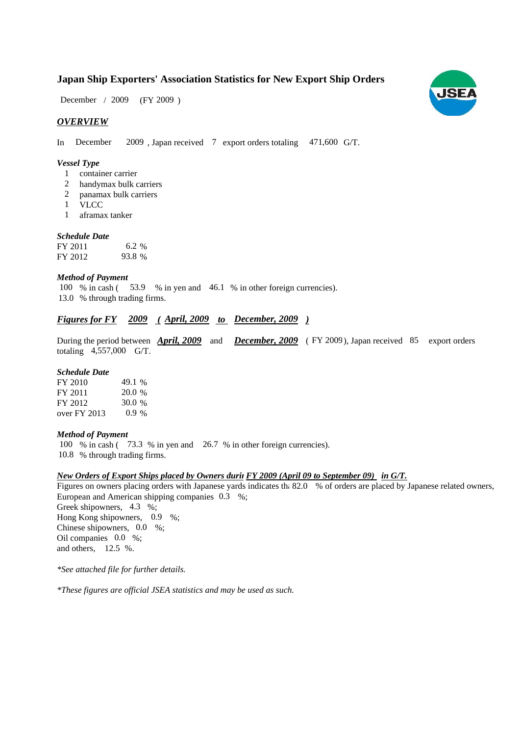# Japan Ship Exporters' Association Statistics for New Export Ship Orders

December / 2009 (FY 2009 )

## *OVERVIEW*

In December 2009 , Japan received 7 export orders totaling 471,600 G/T.

### *Vessel Type*

1 container carrier
2 handymax bulk carriers
2 panamax bulk carriers
1 VLCC
1 aframax tanker

### *Schedule Date*

| | |
|---|---|
| FY 2011 | 6.2 % |
| FY 2012 | 93.8 % |

### *Method of Payment*

100 % in cash ( 53.9 % in yen and 46.1 % in other foreign currencies).
13.0 % through trading firms.

## *Figures for FY 2009 ( April, 2009 to December, 2009 )*

During the period between ***April, 2009*** and ***December, 2009*** ( FY 2009), Japan received 85 export orders totaling 4,557,000 G/T.

### *Schedule Date*

| | |
|---|---|
| FY 2010 | 49.1 % |
| FY 2011 | 20.0 % |
| FY 2012 | 30.0 % |
| over FY 2013 | 0.9 % |

### *Method of Payment*

100 % in cash ( 73.3 % in yen and 26.7 % in other foreign currencies).
10.8 % through trading firms.

### *New Orders of Export Ships placed by Owners durii FY 2009 (April 09 to September 09) in G/T.*

Figures on owners placing orders with Japanese yards indicates th: 82.0 % of orders are placed by Japanese related owners,
European and American shipping companies 0.3 %;
Greek shipowners, 4.3 %;
Hong Kong shipowners, 0.9 %;
Chinese shipowners, 0.0 %;
Oil companies 0.0 %;
and others, 12.5 %.

*\*See attached file for further details.*

*\*These figures are official JSEA statistics and may be used as such.*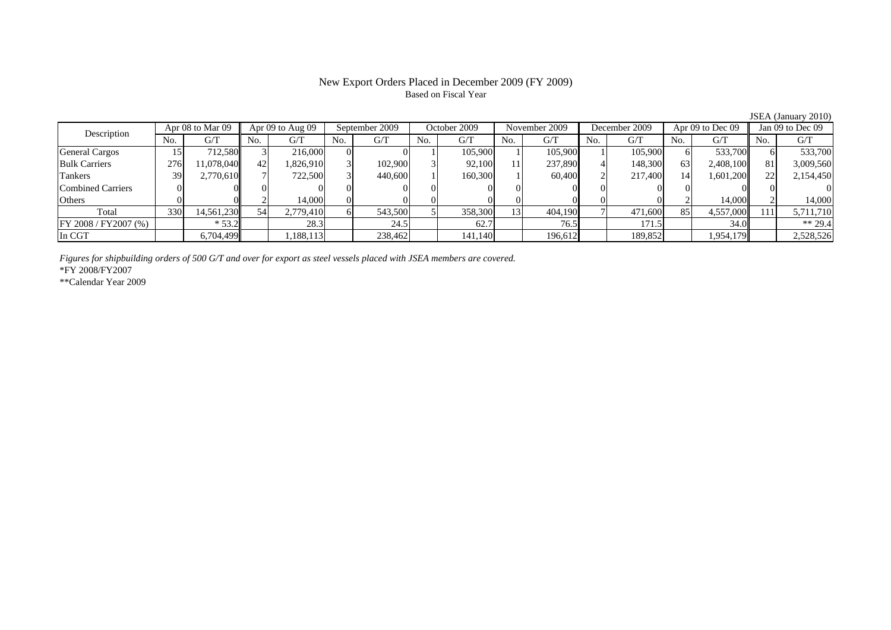# New Export Orders Placed in December 2009 (FY 2009)

Based on Fiscal Year

JSEA (January 2010)

| Description | Apr 08 to Mar 09 | | Apr 09 to Aug 09 | | September 2009 | | October 2009 | | November 2009 | | December 2009 | | Apr 09 to Dec 09 | | Jan 09 to Dec 09 | |
|---|---|---|---|---|---|---|---|---|---|---|---|---|---|---|---|---|
| | No. | G/T | No. | G/T | No. | G/T | No. | G/T | No. | G/T | No. | G/T | No. | G/T | No. | G/T |
| General Cargos | 15 | 712,580 | 3 | 216,000 | 0 | 0 | 1 | 105,900 | 1 | 105,900 | 1 | 105,900 | 6 | 533,700 | 6 | 533,700 |
| Bulk Carriers | 276 | 11,078,040 | 42 | 1,826,910 | 3 | 102,900 | 3 | 92,100 | 11 | 237,890 | 4 | 148,300 | 63 | 2,408,100 | 81 | 3,009,560 |
| Tankers | 39 | 2,770,610 | 7 | 722,500 | 3 | 440,600 | 1 | 160,300 | 1 | 60,400 | 2 | 217,400 | 14 | 1,601,200 | 22 | 2,154,450 |
| Combined Carriers | 0 | 0 | 0 | 0 | 0 | 0 | 0 | 0 | 0 | 0 | 0 | 0 | 0 | 0 | 0 | 0 |
| Others | 0 | 0 | 2 | 14,000 | 0 | 0 | 0 | 0 | 0 | 0 | 0 | 0 | 2 | 14,000 | 2 | 14,000 |
| Total | 330 | 14,561,230 | 54 | 2,779,410 | 6 | 543,500 | 5 | 358,300 | 13 | 404,190 | 7 | 471,600 | 85 | 4,557,000 | 111 | 5,711,710 |
| FY 2008 / FY2007 (%) | | * 53.2 | | 28.3 | | 24.5 | | 62.7 | | 76.5 | | 171.5 | | 34.0 | | ** 29.4 |
| In CGT | | 6,704,499 | | 1,188,113 | | 238,462 | | 141,140 | | 196,612 | | 189,852 | | 1,954,179 | | 2,528,526 |

*Figures for shipbuilding orders of 500 G/T and over for export as steel vessels placed with JSEA members are covered.*

*FY 2008/FY2007

**Calendar Year 2009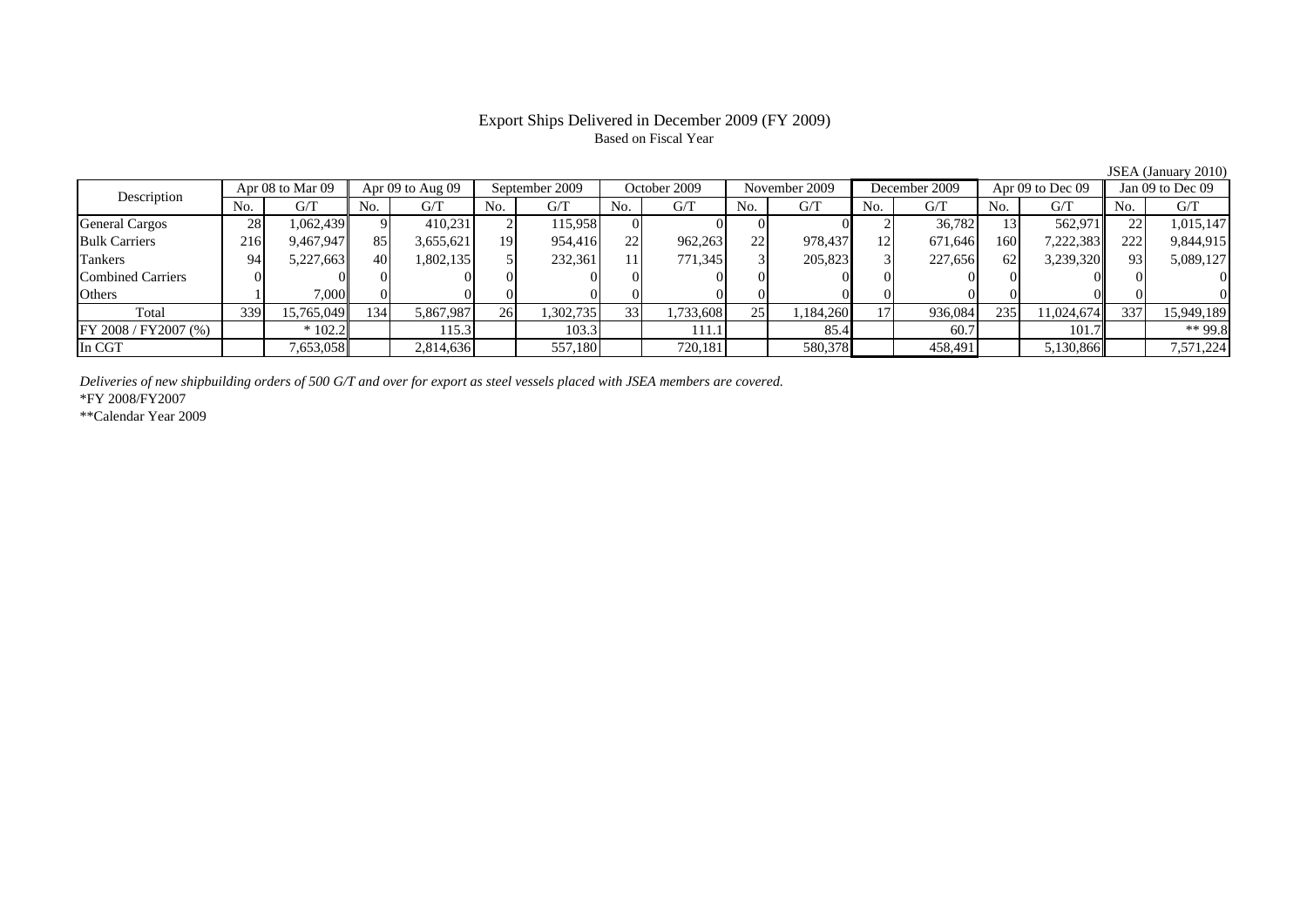# Export Ships Delivered in December 2009 (FY 2009)

Based on Fiscal Year

JSEA (January 2010)

| Description | Apr 08 to Mar 09 | | Apr 09 to Aug 09 | | September 2009 | | October 2009 | | November 2009 | | December 2009 | | Apr 09 to Dec 09 | | Jan 09 to Dec 09 | |
|---|---|---|---|---|---|---|---|---|---|---|---|---|---|---|---|---|
| | No. | G/T | No. | G/T | No. | G/T | No. | G/T | No. | G/T | No. | G/T | No. | G/T | No. | G/T |
| General Cargos | 28 | 1,062,439 | 9 | 410,231 | 2 | 115,958 | 0 | 0 | 0 | 0 | 2 | 36,782 | 13 | 562,971 | 22 | 1,015,147 |
| Bulk Carriers | 216 | 9,467,947 | 85 | 3,655,621 | 19 | 954,416 | 22 | 962,263 | 22 | 978,437 | 12 | 671,646 | 160 | 7,222,383 | 222 | 9,844,915 |
| Tankers | 94 | 5,227,663 | 40 | 1,802,135 | 5 | 232,361 | 11 | 771,345 | 3 | 205,823 | 3 | 227,656 | 62 | 3,239,320 | 93 | 5,089,127 |
| Combined Carriers | 0 | 0 | 0 | 0 | 0 | 0 | 0 | 0 | 0 | 0 | 0 | 0 | 0 | 0 | 0 | 0 |
| Others | 1 | 7,000 | 0 | 0 | 0 | 0 | 0 | 0 | 0 | 0 | 0 | 0 | 0 | 0 | 0 | 0 |
| Total | 339 | 15,765,049 | 134 | 5,867,987 | 26 | 1,302,735 | 33 | 1,733,608 | 25 | 1,184,260 | 17 | 936,084 | 235 | 11,024,674 | 337 | 15,949,189 |
| FY 2008 / FY2007 (%) | | * 102.2 | | 115.3 | | 103.3 | | 111.1 | | 85.4 | | 60.7 | | 101.7 | | ** 99.8 |
| In CGT | | 7,653,058 | | 2,814,636 | | 557,180 | | 720,181 | | 580,378 | | 458,491 | | 5,130,866 | | 7,571,224 |

*Deliveries of new shipbuilding orders of 500 G/T and over for export as steel vessels placed with JSEA members are covered.*

*FY 2008/FY2007

**Calendar Year 2009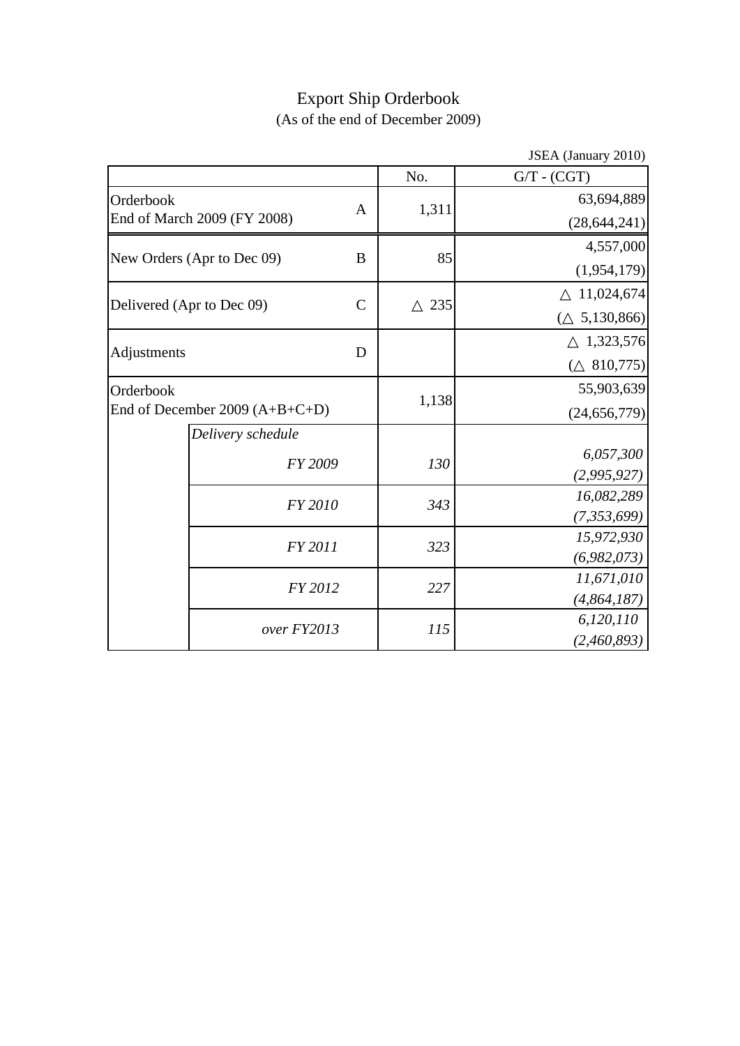# Export Ship Orderbook

(As of the end of December 2009)

JSEA (January 2010)

| | | | No. | G/T - (CGT) |
|---|---|---|---|---|
| Orderbook<br>End of March 2009 (FY 2008) | | A | 1,311 | 63,694,889<br>(28,644,241) |
| New Orders (Apr to Dec 09) | | B | 85 | 4,557,000<br>(1,954,179) |
| Delivered (Apr to Dec 09) | | C | △ 235 | △ 11,024,674<br>(△ 5,130,866) |
| Adjustments | | D | | △ 1,323,576<br>(△ 810,775) |
| Orderbook<br>End of December 2009 (A+B+C+D) | | | 1,138 | 55,903,639<br>(24,656,779) |
| | *Delivery schedule*<br>*FY 2009* | | *130* | *6,057,300*<br>*(2,995,927)* |
| | *FY 2010* | | *343* | *16,082,289*<br>*(7,353,699)* |
| | *FY 2011* | | *323* | *15,972,930*<br>*(6,982,073)* |
| | *FY 2012* | | *227* | *11,671,010*<br>*(4,864,187)* |
| | *over FY2013* | | *115* | *6,120,110*<br>*(2,460,893)* |